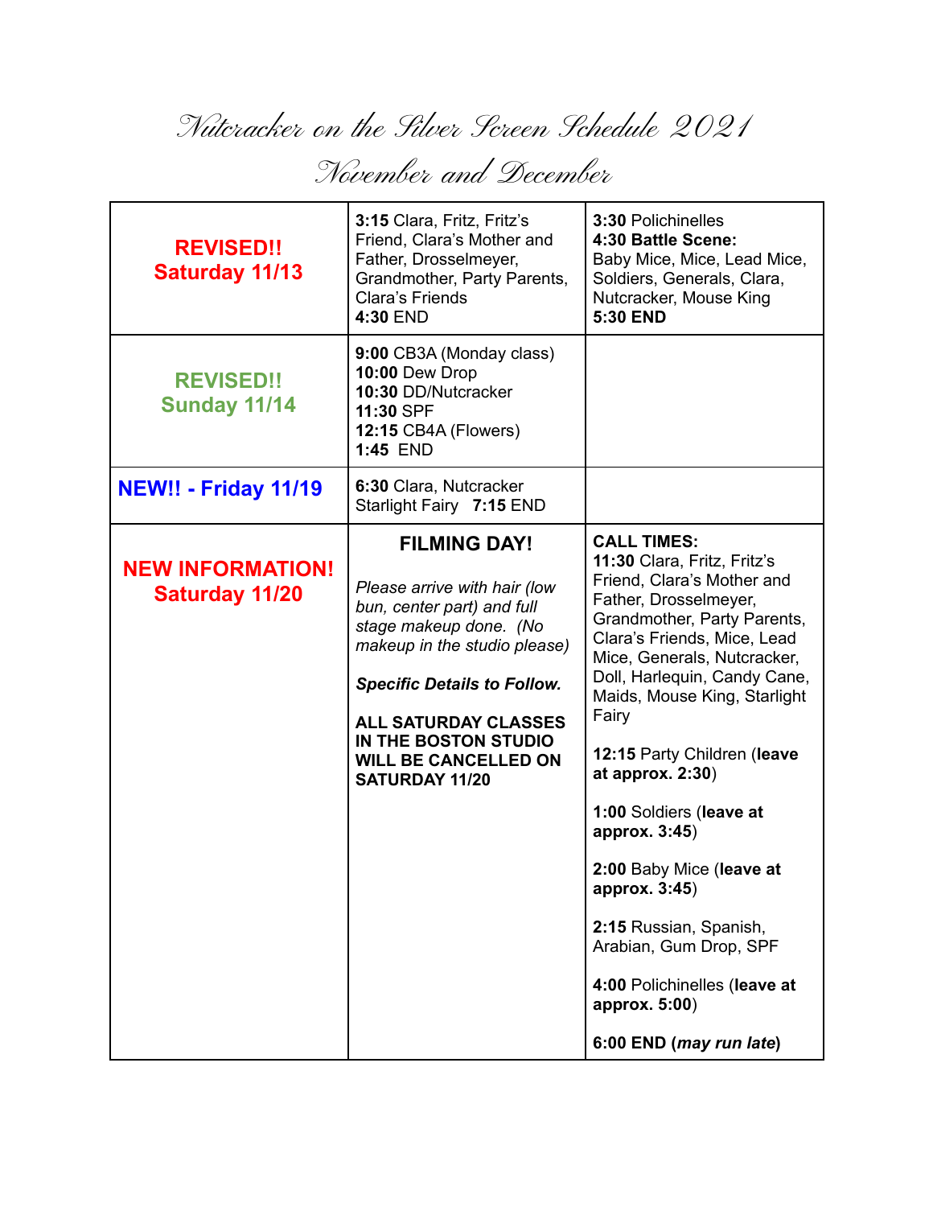# Nutcracker on the Silver Screen Schedule 2021

## November and December

| | | |
|---|---|---|
| **REVISED!! Saturday 11/13** | **3:15** Clara, Fritz, Fritz's Friend, Clara's Mother and Father, Drosselmeyer, Grandmother, Party Parents, Clara's Friends<br>**4:30** END | **3:30** Polichinelles<br>**4:30 Battle Scene:** Baby Mice, Mice, Lead Mice, Soldiers, Generals, Clara, Nutcracker, Mouse King<br>**5:30 END** |
| **REVISED!! Sunday 11/14** | **9:00** CB3A (Monday class)<br>**10:00** Dew Drop<br>**10:30** DD/Nutcracker<br>**11:30** SPF<br>**12:15** CB4A (Flowers)<br>**1:45** END | |
| **NEW!! - Friday 11/19** | **6:30** Clara, Nutcracker Starlight Fairy **7:15** END | |
| **NEW INFORMATION! Saturday 11/20** | **FILMING DAY!**<br><br>*Please arrive with hair (low bun, center part) and full stage makeup done. (No makeup in the studio please)*<br><br>***Specific Details to Follow.***<br><br>**ALL SATURDAY CLASSES IN THE BOSTON STUDIO WILL BE CANCELLED ON SATURDAY 11/20** | **CALL TIMES:**<br>**11:30** Clara, Fritz, Fritz's Friend, Clara's Mother and Father, Drosselmeyer, Grandmother, Party Parents, Clara's Friends, Mice, Lead Mice, Generals, Nutcracker, Doll, Harlequin, Candy Cane, Maids, Mouse King, Starlight Fairy<br><br>**12:15** Party Children (**leave at approx. 2:30**)<br><br>**1:00** Soldiers (**leave at approx. 3:45**)<br><br>**2:00** Baby Mice (**leave at approx. 3:45**)<br><br>**2:15** Russian, Spanish, Arabian, Gum Drop, SPF<br><br>**4:00** Polichinelles (**leave at approx. 5:00**)<br><br>**6:00 END (*may run late*)** |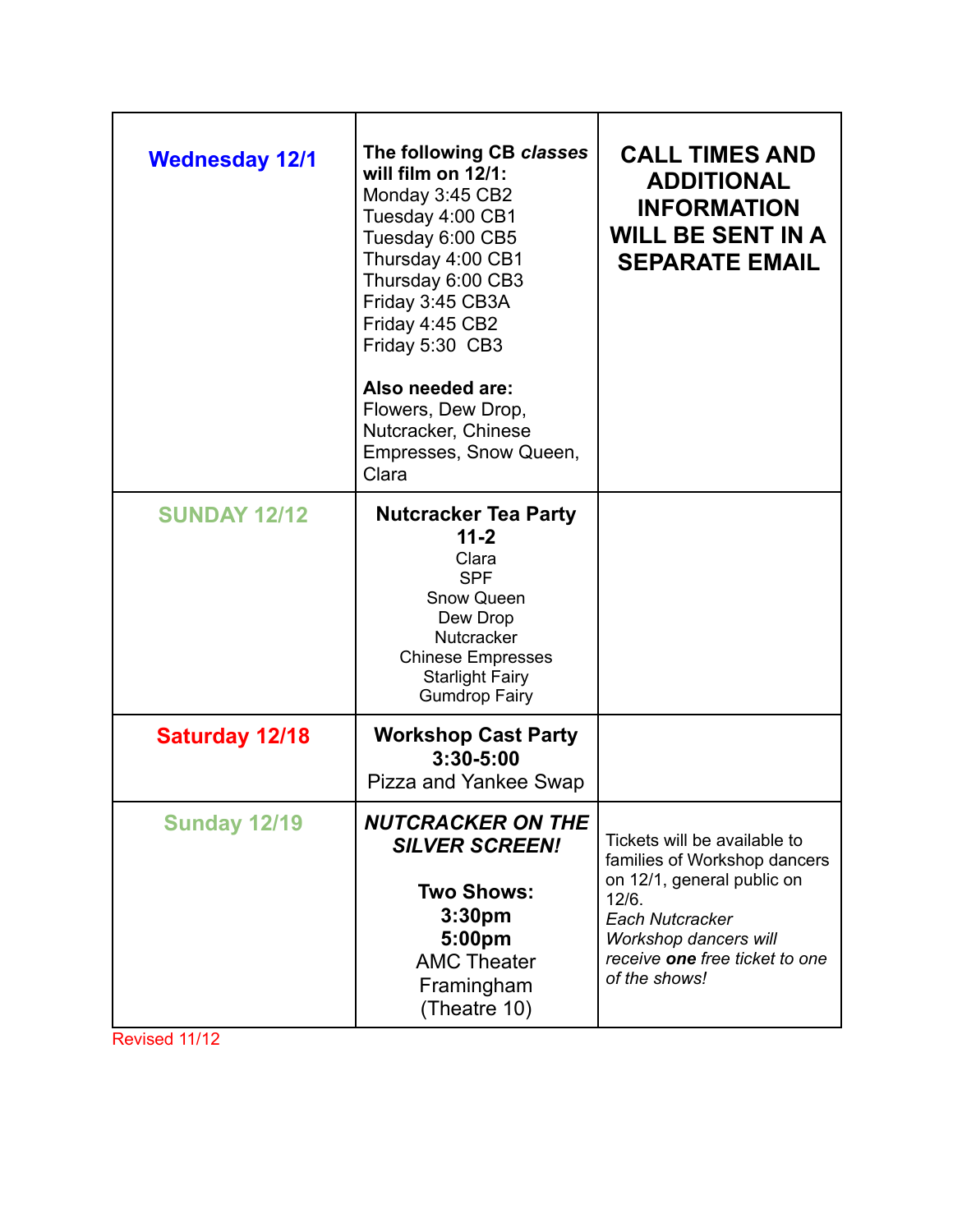| | | |
|---|---|---|
| **Wednesday 12/1** | **The following CB *classes* will film on 12/1:**<br>Monday 3:45 CB2<br>Tuesday 4:00 CB1<br>Tuesday 6:00 CB5<br>Thursday 4:00 CB1<br>Thursday 6:00 CB3<br>Friday 3:45 CB3A<br>Friday 4:45 CB2<br>Friday 5:30 CB3<br><br>**Also needed are:**<br>Flowers, Dew Drop, Nutcracker, Chinese Empresses, Snow Queen, Clara | **CALL TIMES AND ADDITIONAL INFORMATION WILL BE SENT IN A SEPARATE EMAIL** |
| **SUNDAY 12/12** | **Nutcracker Tea Party 11-2**<br>Clara<br>SPF<br>Snow Queen<br>Dew Drop<br>Nutcracker<br>Chinese Empresses<br>Starlight Fairy<br>Gumdrop Fairy | |
| **Saturday 12/18** | **Workshop Cast Party 3:30-5:00**<br>Pizza and Yankee Swap | |
| **Sunday 12/19** | ***NUTCRACKER ON THE SILVER SCREEN!***<br><br>**Two Shows:**<br>**3:30pm**<br>**5:00pm**<br>AMC Theater Framingham (Theatre 10) | Tickets will be available to families of Workshop dancers on 12/1, general public on 12/6.<br>*Each Nutcracker Workshop dancers will receive **one** free ticket to one of the shows!* |

Revised 11/12